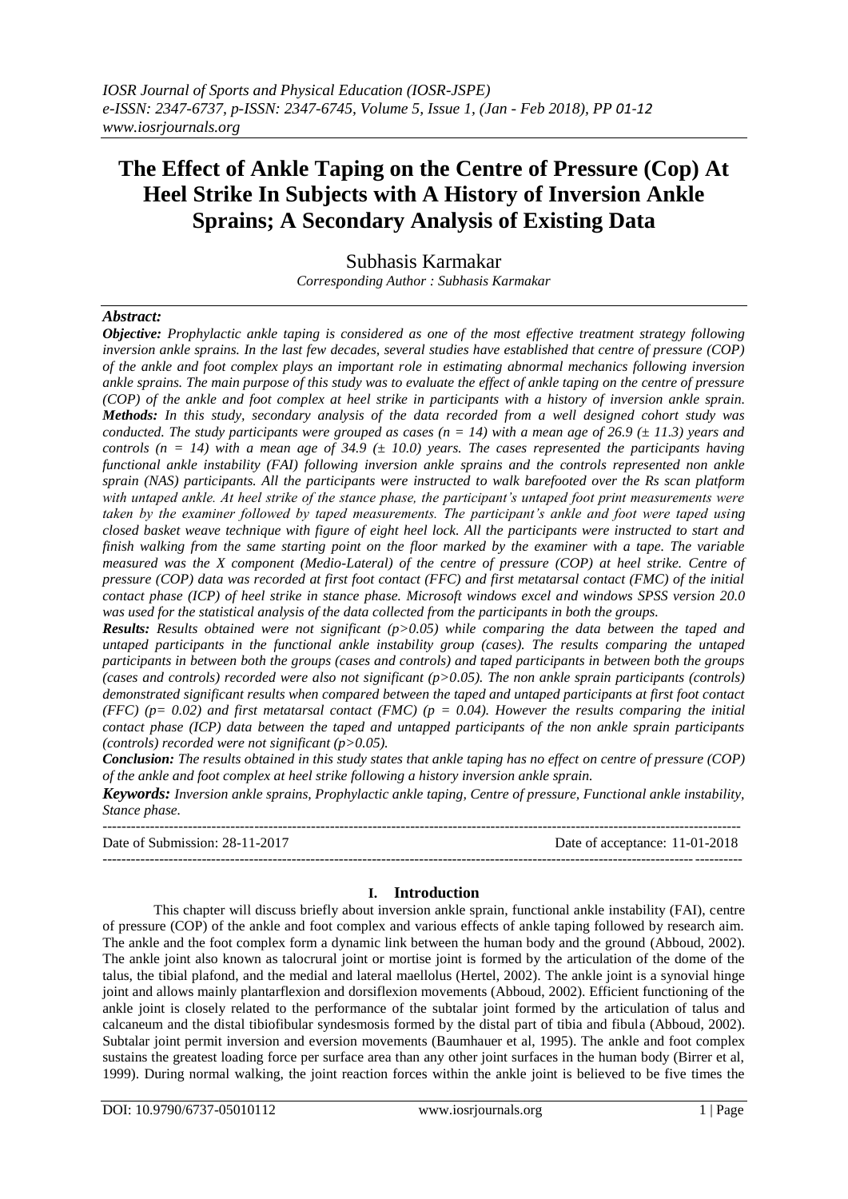# The Effect of Ankle Taping on the Centre of Pressure (Cop) At Heel Strike In Subjects with A History of Inversion Ankle Sprains; A Secondary Analysis of Existing Data

Subhasis Karmakar

*Corresponding Author : Subhasis Karmakar*

***Abstract:***

***Objective:*** *Prophylactic ankle taping is considered as one of the most effective treatment strategy following inversion ankle sprains. In the last few decades, several studies have established that centre of pressure (COP) of the ankle and foot complex plays an important role in estimating abnormal mechanics following inversion ankle sprains. The main purpose of this study was to evaluate the effect of ankle taping on the centre of pressure (COP) of the ankle and foot complex at heel strike in participants with a history of inversion ankle sprain.*

***Methods:*** *In this study, secondary analysis of the data recorded from a well designed cohort study was conducted. The study participants were grouped as cases (n = 14) with a mean age of 26.9 (± 11.3) years and controls (n = 14) with a mean age of 34.9 (± 10.0) years. The cases represented the participants having functional ankle instability (FAI) following inversion ankle sprains and the controls represented non ankle sprain (NAS) participants. All the participants were instructed to walk barefooted over the Rs scan platform with untaped ankle. At heel strike of the stance phase, the participant's untaped foot print measurements were taken by the examiner followed by taped measurements. The participant's ankle and foot were taped using closed basket weave technique with figure of eight heel lock. All the participants were instructed to start and finish walking from the same starting point on the floor marked by the examiner with a tape. The variable measured was the X component (Medio-Lateral) of the centre of pressure (COP) at heel strike. Centre of pressure (COP) data was recorded at first foot contact (FFC) and first metatarsal contact (FMC) of the initial contact phase (ICP) of heel strike in stance phase. Microsoft windows excel and windows SPSS version 20.0 was used for the statistical analysis of the data collected from the participants in both the groups.*

***Results:*** *Results obtained were not significant (p>0.05) while comparing the data between the taped and untaped participants in the functional ankle instability group (cases). The results comparing the untaped participants in between both the groups (cases and controls) and taped participants in between both the groups (cases and controls) recorded were also not significant (p>0.05). The non ankle sprain participants (controls) demonstrated significant results when compared between the taped and untaped participants at first foot contact (FFC) (p= 0.02) and first metatarsal contact (FMC) (p = 0.04). However the results comparing the initial contact phase (ICP) data between the taped and untapped participants of the non ankle sprain participants (controls) recorded were not significant (p>0.05).*

***Conclusion:*** *The results obtained in this study states that ankle taping has no effect on centre of pressure (COP) of the ankle and foot complex at heel strike following a history inversion ankle sprain.*

***Keywords:*** *Inversion ankle sprains, Prophylactic ankle taping, Centre of pressure, Functional ankle instability, Stance phase.*

---

Date of Submission: 28-11-2017 | Date of acceptance: 11-01-2018

---

## I. Introduction

This chapter will discuss briefly about inversion ankle sprain, functional ankle instability (FAI), centre of pressure (COP) of the ankle and foot complex and various effects of ankle taping followed by research aim. The ankle and the foot complex form a dynamic link between the human body and the ground (Abboud, 2002). The ankle joint also known as talocrural joint or mortise joint is formed by the articulation of the dome of the talus, the tibial plafond, and the medial and lateral maellolus (Hertel, 2002). The ankle joint is a synovial hinge joint and allows mainly plantarflexion and dorsiflexion movements (Abboud, 2002). Efficient functioning of the ankle joint is closely related to the performance of the subtalar joint formed by the articulation of talus and calcaneum and the distal tibiofibular syndesmosis formed by the distal part of tibia and fibula (Abboud, 2002). Subtalar joint permit inversion and eversion movements (Baumhauer et al, 1995). The ankle and foot complex sustains the greatest loading force per surface area than any other joint surfaces in the human body (Birrer et al, 1999). During normal walking, the joint reaction forces within the ankle joint is believed to be five times the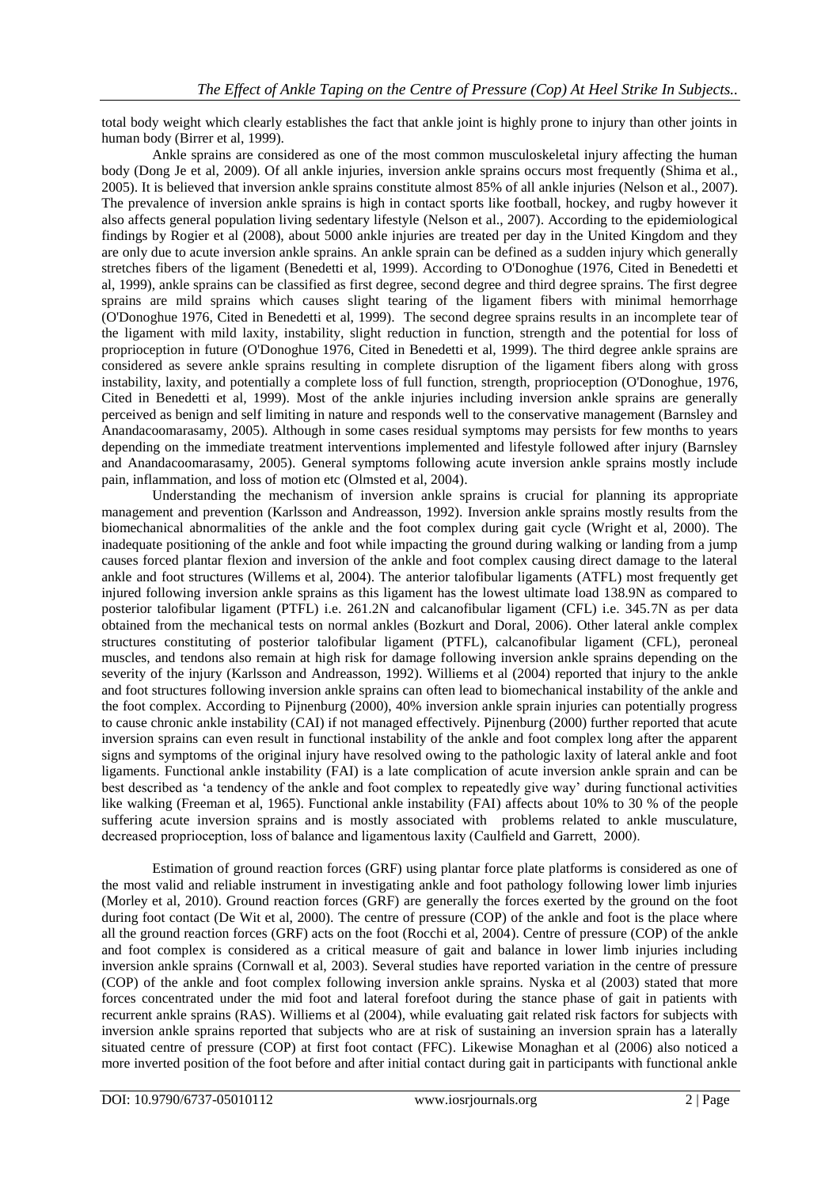total body weight which clearly establishes the fact that ankle joint is highly prone to injury than other joints in human body (Birrer et al, 1999).

Ankle sprains are considered as one of the most common musculoskeletal injury affecting the human body (Dong Je et al, 2009). Of all ankle injuries, inversion ankle sprains occurs most frequently (Shima et al., 2005). It is believed that inversion ankle sprains constitute almost 85% of all ankle injuries (Nelson et al., 2007). The prevalence of inversion ankle sprains is high in contact sports like football, hockey, and rugby however it also affects general population living sedentary lifestyle (Nelson et al., 2007). According to the epidemiological findings by Rogier et al (2008), about 5000 ankle injuries are treated per day in the United Kingdom and they are only due to acute inversion ankle sprains. An ankle sprain can be defined as a sudden injury which generally stretches fibers of the ligament (Benedetti et al, 1999). According to O'Donoghue (1976, Cited in Benedetti et al, 1999), ankle sprains can be classified as first degree, second degree and third degree sprains. The first degree sprains are mild sprains which causes slight tearing of the ligament fibers with minimal hemorrhage (O'Donoghue 1976, Cited in Benedetti et al, 1999). The second degree sprains results in an incomplete tear of the ligament with mild laxity, instability, slight reduction in function, strength and the potential for loss of proprioception in future (O'Donoghue 1976, Cited in Benedetti et al, 1999). The third degree ankle sprains are considered as severe ankle sprains resulting in complete disruption of the ligament fibers along with gross instability, laxity, and potentially a complete loss of full function, strength, proprioception (O'Donoghue, 1976, Cited in Benedetti et al, 1999). Most of the ankle injuries including inversion ankle sprains are generally perceived as benign and self limiting in nature and responds well to the conservative management (Barnsley and Anandacoomarasamy, 2005). Although in some cases residual symptoms may persists for few months to years depending on the immediate treatment interventions implemented and lifestyle followed after injury (Barnsley and Anandacoomarasamy, 2005). General symptoms following acute inversion ankle sprains mostly include pain, inflammation, and loss of motion etc (Olmsted et al, 2004).

Understanding the mechanism of inversion ankle sprains is crucial for planning its appropriate management and prevention (Karlsson and Andreasson, 1992). Inversion ankle sprains mostly results from the biomechanical abnormalities of the ankle and the foot complex during gait cycle (Wright et al, 2000). The inadequate positioning of the ankle and foot while impacting the ground during walking or landing from a jump causes forced plantar flexion and inversion of the ankle and foot complex causing direct damage to the lateral ankle and foot structures (Willems et al, 2004). The anterior talofibular ligaments (ATFL) most frequently get injured following inversion ankle sprains as this ligament has the lowest ultimate load 138.9N as compared to posterior talofibular ligament (PTFL) i.e. 261.2N and calcanofibular ligament (CFL) i.e. 345.7N as per data obtained from the mechanical tests on normal ankles (Bozkurt and Doral, 2006). Other lateral ankle complex structures constituting of posterior talofibular ligament (PTFL), calcanofibular ligament (CFL), peroneal muscles, and tendons also remain at high risk for damage following inversion ankle sprains depending on the severity of the injury (Karlsson and Andreasson, 1992). Williems et al (2004) reported that injury to the ankle and foot structures following inversion ankle sprains can often lead to biomechanical instability of the ankle and the foot complex. According to Pijnenburg (2000), 40% inversion ankle sprain injuries can potentially progress to cause chronic ankle instability (CAI) if not managed effectively. Pijnenburg (2000) further reported that acute inversion sprains can even result in functional instability of the ankle and foot complex long after the apparent signs and symptoms of the original injury have resolved owing to the pathologic laxity of lateral ankle and foot ligaments. Functional ankle instability (FAI) is a late complication of acute inversion ankle sprain and can be best described as 'a tendency of the ankle and foot complex to repeatedly give way' during functional activities like walking (Freeman et al, 1965). Functional ankle instability (FAI) affects about 10% to 30 % of the people suffering acute inversion sprains and is mostly associated with problems related to ankle musculature, decreased proprioception, loss of balance and ligamentous laxity (Caulfield and Garrett, 2000).

Estimation of ground reaction forces (GRF) using plantar force plate platforms is considered as one of the most valid and reliable instrument in investigating ankle and foot pathology following lower limb injuries (Morley et al, 2010). Ground reaction forces (GRF) are generally the forces exerted by the ground on the foot during foot contact (De Wit et al, 2000). The centre of pressure (COP) of the ankle and foot is the place where all the ground reaction forces (GRF) acts on the foot (Rocchi et al, 2004). Centre of pressure (COP) of the ankle and foot complex is considered as a critical measure of gait and balance in lower limb injuries including inversion ankle sprains (Cornwall et al, 2003). Several studies have reported variation in the centre of pressure (COP) of the ankle and foot complex following inversion ankle sprains. Nyska et al (2003) stated that more forces concentrated under the mid foot and lateral forefoot during the stance phase of gait in patients with recurrent ankle sprains (RAS). Williems et al (2004), while evaluating gait related risk factors for subjects with inversion ankle sprains reported that subjects who are at risk of sustaining an inversion sprain has a laterally situated centre of pressure (COP) at first foot contact (FFC). Likewise Monaghan et al (2006) also noticed a more inverted position of the foot before and after initial contact during gait in participants with functional ankle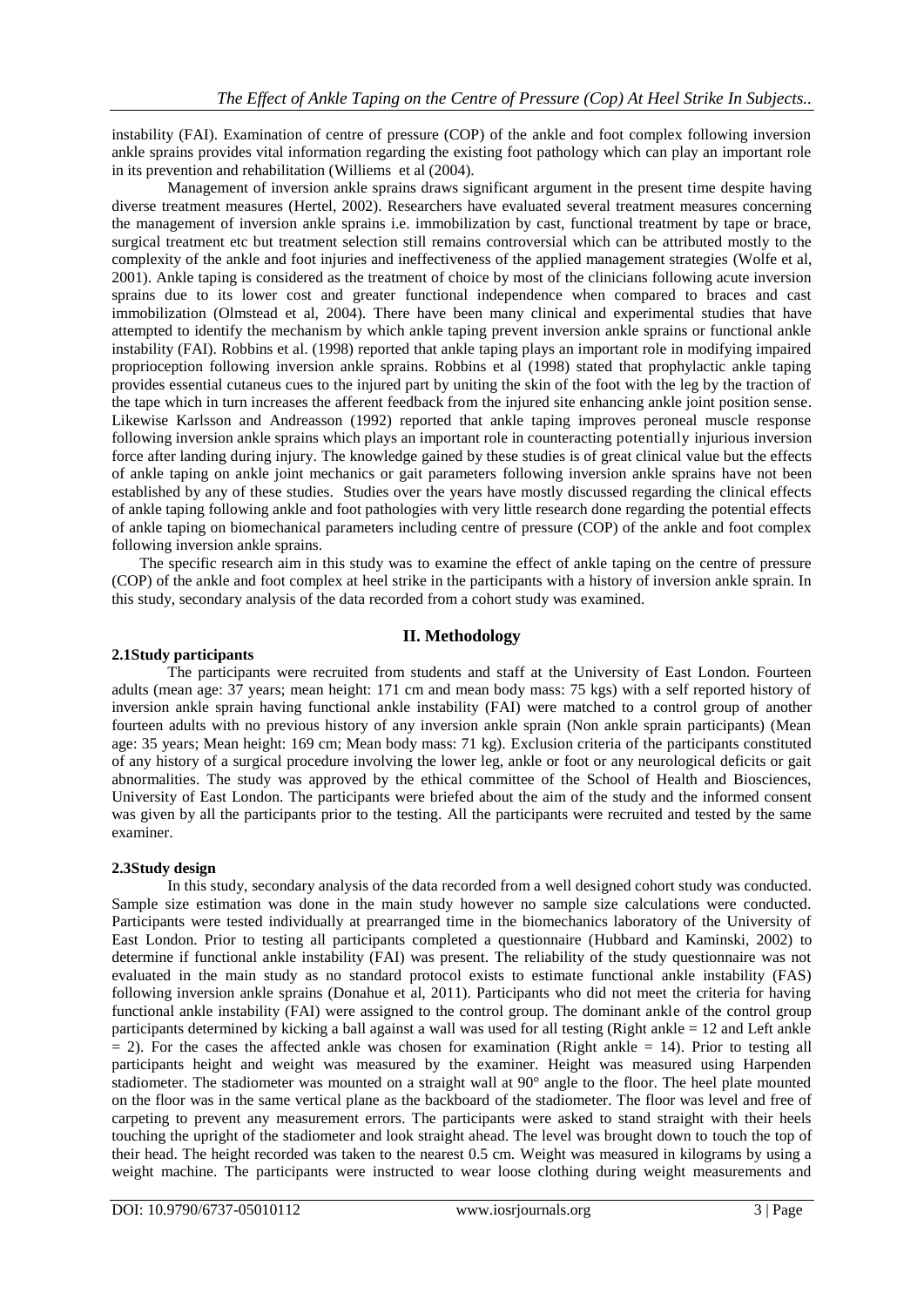instability (FAI). Examination of centre of pressure (COP) of the ankle and foot complex following inversion ankle sprains provides vital information regarding the existing foot pathology which can play an important role in its prevention and rehabilitation (Williems et al (2004).

Management of inversion ankle sprains draws significant argument in the present time despite having diverse treatment measures (Hertel, 2002). Researchers have evaluated several treatment measures concerning the management of inversion ankle sprains i.e. immobilization by cast, functional treatment by tape or brace, surgical treatment etc but treatment selection still remains controversial which can be attributed mostly to the complexity of the ankle and foot injuries and ineffectiveness of the applied management strategies (Wolfe et al, 2001). Ankle taping is considered as the treatment of choice by most of the clinicians following acute inversion sprains due to its lower cost and greater functional independence when compared to braces and cast immobilization (Olmstead et al, 2004). There have been many clinical and experimental studies that have attempted to identify the mechanism by which ankle taping prevent inversion ankle sprains or functional ankle instability (FAI). Robbins et al. (1998) reported that ankle taping plays an important role in modifying impaired proprioception following inversion ankle sprains. Robbins et al (1998) stated that prophylactic ankle taping provides essential cutaneus cues to the injured part by uniting the skin of the foot with the leg by the traction of the tape which in turn increases the afferent feedback from the injured site enhancing ankle joint position sense. Likewise Karlsson and Andreasson (1992) reported that ankle taping improves peroneal muscle response following inversion ankle sprains which plays an important role in counteracting potentially injurious inversion force after landing during injury. The knowledge gained by these studies is of great clinical value but the effects of ankle taping on ankle joint mechanics or gait parameters following inversion ankle sprains have not been established by any of these studies. Studies over the years have mostly discussed regarding the clinical effects of ankle taping following ankle and foot pathologies with very little research done regarding the potential effects of ankle taping on biomechanical parameters including centre of pressure (COP) of the ankle and foot complex following inversion ankle sprains.

The specific research aim in this study was to examine the effect of ankle taping on the centre of pressure (COP) of the ankle and foot complex at heel strike in the participants with a history of inversion ankle sprain. In this study, secondary analysis of the data recorded from a cohort study was examined.

## II. Methodology

### 2.1Study participants

The participants were recruited from students and staff at the University of East London. Fourteen adults (mean age: 37 years; mean height: 171 cm and mean body mass: 75 kgs) with a self reported history of inversion ankle sprain having functional ankle instability (FAI) were matched to a control group of another fourteen adults with no previous history of any inversion ankle sprain (Non ankle sprain participants) (Mean age: 35 years; Mean height: 169 cm; Mean body mass: 71 kg). Exclusion criteria of the participants constituted of any history of a surgical procedure involving the lower leg, ankle or foot or any neurological deficits or gait abnormalities. The study was approved by the ethical committee of the School of Health and Biosciences, University of East London. The participants were briefed about the aim of the study and the informed consent was given by all the participants prior to the testing. All the participants were recruited and tested by the same examiner.

### 2.3Study design

In this study, secondary analysis of the data recorded from a well designed cohort study was conducted. Sample size estimation was done in the main study however no sample size calculations were conducted. Participants were tested individually at prearranged time in the biomechanics laboratory of the University of East London. Prior to testing all participants completed a questionnaire (Hubbard and Kaminski, 2002) to determine if functional ankle instability (FAI) was present. The reliability of the study questionnaire was not evaluated in the main study as no standard protocol exists to estimate functional ankle instability (FAS) following inversion ankle sprains (Donahue et al, 2011). Participants who did not meet the criteria for having functional ankle instability (FAI) were assigned to the control group. The dominant ankle of the control group participants determined by kicking a ball against a wall was used for all testing (Right ankle = 12 and Left ankle = 2). For the cases the affected ankle was chosen for examination (Right ankle = 14). Prior to testing all participants height and weight was measured by the examiner. Height was measured using Harpenden stadiometer. The stadiometer was mounted on a straight wall at 90° angle to the floor. The heel plate mounted on the floor was in the same vertical plane as the backboard of the stadiometer. The floor was level and free of carpeting to prevent any measurement errors. The participants were asked to stand straight with their heels touching the upright of the stadiometer and look straight ahead. The level was brought down to touch the top of their head. The height recorded was taken to the nearest 0.5 cm. Weight was measured in kilograms by using a weight machine. The participants were instructed to wear loose clothing during weight measurements and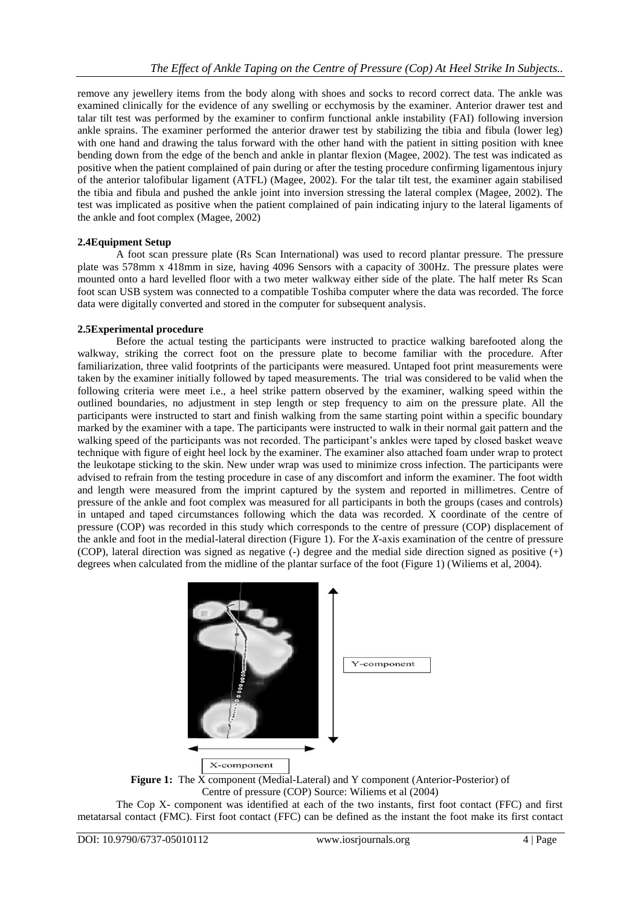remove any jewellery items from the body along with shoes and socks to record correct data. The ankle was examined clinically for the evidence of any swelling or ecchymosis by the examiner. Anterior drawer test and talar tilt test was performed by the examiner to confirm functional ankle instability (FAI) following inversion ankle sprains. The examiner performed the anterior drawer test by stabilizing the tibia and fibula (lower leg) with one hand and drawing the talus forward with the other hand with the patient in sitting position with knee bending down from the edge of the bench and ankle in plantar flexion (Magee, 2002). The test was indicated as positive when the patient complained of pain during or after the testing procedure confirming ligamentous injury of the anterior talofibular ligament (ATFL) (Magee, 2002). For the talar tilt test, the examiner again stabilised the tibia and fibula and pushed the ankle joint into inversion stressing the lateral complex (Magee, 2002). The test was implicated as positive when the patient complained of pain indicating injury to the lateral ligaments of the ankle and foot complex (Magee, 2002)

### 2.4Equipment Setup

A foot scan pressure plate (Rs Scan International) was used to record plantar pressure. The pressure plate was 578mm x 418mm in size, having 4096 Sensors with a capacity of 300Hz. The pressure plates were mounted onto a hard levelled floor with a two meter walkway either side of the plate. The half meter Rs Scan foot scan USB system was connected to a compatible Toshiba computer where the data was recorded. The force data were digitally converted and stored in the computer for subsequent analysis.

### 2.5Experimental procedure

Before the actual testing the participants were instructed to practice walking barefooted along the walkway, striking the correct foot on the pressure plate to become familiar with the procedure. After familiarization, three valid footprints of the participants were measured. Untaped foot print measurements were taken by the examiner initially followed by taped measurements. The trial was considered to be valid when the following criteria were meet i.e., a heel strike pattern observed by the examiner, walking speed within the outlined boundaries, no adjustment in step length or step frequency to aim on the pressure plate. All the participants were instructed to start and finish walking from the same starting point within a specific boundary marked by the examiner with a tape. The participants were instructed to walk in their normal gait pattern and the walking speed of the participants was not recorded. The participant's ankles were taped by closed basket weave technique with figure of eight heel lock by the examiner. The examiner also attached foam under wrap to protect the leukotape sticking to the skin. New under wrap was used to minimize cross infection. The participants were advised to refrain from the testing procedure in case of any discomfort and inform the examiner. The foot width and length were measured from the imprint captured by the system and reported in millimetres. Centre of pressure of the ankle and foot complex was measured for all participants in both the groups (cases and controls) in untaped and taped circumstances following which the data was recorded. X coordinate of the centre of pressure (COP) was recorded in this study which corresponds to the centre of pressure (COP) displacement of the ankle and foot in the medial-lateral direction (Figure 1). For the *X*-axis examination of the centre of pressure (COP), lateral direction was signed as negative (-) degree and the medial side direction signed as positive (+) degrees when calculated from the midline of the plantar surface of the foot (Figure 1) (Wiliems et al, 2004).

**Figure 1:** The X component (Medial-Lateral) and Y component (Anterior-Posterior) of Centre of pressure (COP) Source: Wiliems et al (2004)

The Cop X- component was identified at each of the two instants, first foot contact (FFC) and first metatarsal contact (FMC). First foot contact (FFC) can be defined as the instant the foot make its first contact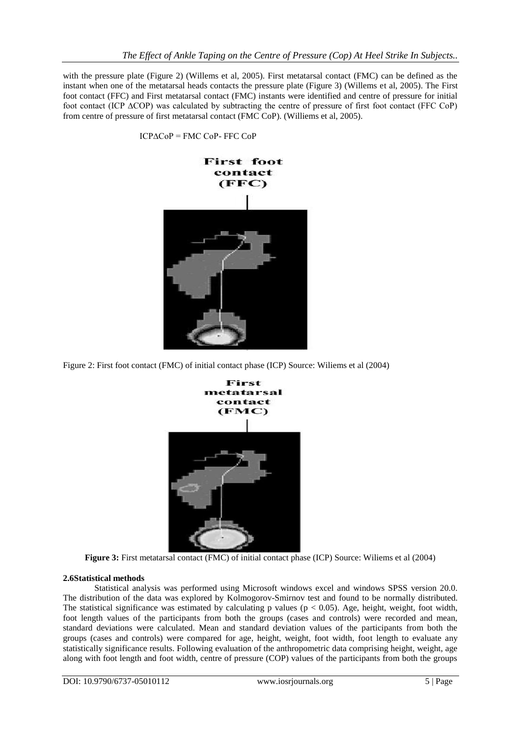with the pressure plate (Figure 2) (Willems et al, 2005). First metatarsal contact (FMC) can be defined as the instant when one of the metatarsal heads contacts the pressure plate (Figure 3) (Willems et al, 2005). The First foot contact (FFC) and First metatarsal contact (FMC) instants were identified and centre of pressure for initial foot contact (ICP ΔCOP) was calculated by subtracting the centre of pressure of first foot contact (FFC CoP) from centre of pressure of first metatarsal contact (FMC CoP). (Williems et al, 2005).

$$ICP\Delta CoP = FMC\ CoP - FFC\ CoP$$

Figure 2: First foot contact (FMC) of initial contact phase (ICP) Source: Wiliems et al (2004)

**Figure 3:** First metatarsal contact (FMC) of initial contact phase (ICP) Source: Wiliems et al (2004)

### 2.6 Statistical methods

Statistical analysis was performed using Microsoft windows excel and windows SPSS version 20.0. The distribution of the data was explored by Kolmogorov-Smirnov test and found to be normally distributed. The statistical significance was estimated by calculating p values ($p < 0.05$). Age, height, weight, foot width, foot length values of the participants from both the groups (cases and controls) were recorded and mean, standard deviations were calculated. Mean and standard deviation values of the participants from both the groups (cases and controls) were compared for age, height, weight, foot width, foot length to evaluate any statistically significance results. Following evaluation of the anthropometric data comprising height, weight, age along with foot length and foot width, centre of pressure (COP) values of the participants from both the groups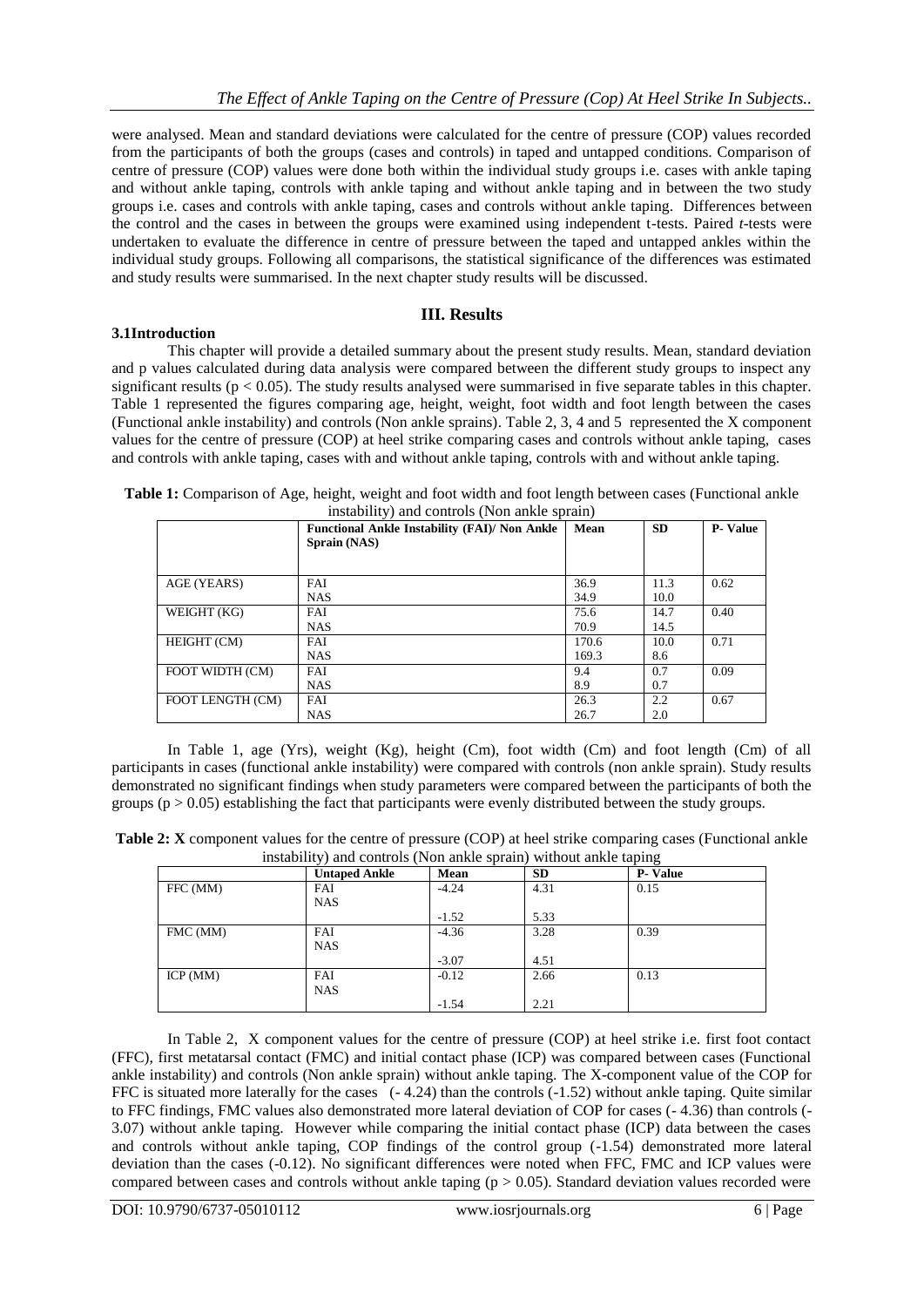were analysed. Mean and standard deviations were calculated for the centre of pressure (COP) values recorded from the participants of both the groups (cases and controls) in taped and untapped conditions. Comparison of centre of pressure (COP) values were done both within the individual study groups i.e. cases with ankle taping and without ankle taping, controls with ankle taping and without ankle taping and in between the two study groups i.e. cases and controls with ankle taping, cases and controls without ankle taping. Differences between the control and the cases in between the groups were examined using independent t-tests. Paired *t*-tests were undertaken to evaluate the difference in centre of pressure between the taped and untapped ankles within the individual study groups. Following all comparisons, the statistical significance of the differences was estimated and study results were summarised. In the next chapter study results will be discussed.

## III. Results

### 3.1Introduction

This chapter will provide a detailed summary about the present study results. Mean, standard deviation and p values calculated during data analysis were compared between the different study groups to inspect any significant results ($p < 0.05$). The study results analysed were summarised in five separate tables in this chapter. Table 1 represented the figures comparing age, height, weight, foot width and foot length between the cases (Functional ankle instability) and controls (Non ankle sprains). Table 2, 3, 4 and 5 represented the X component values for the centre of pressure (COP) at heel strike comparing cases and controls without ankle taping, cases and controls with ankle taping, cases with and without ankle taping, controls with and without ankle taping.

**Table 1:** Comparison of Age, height, weight and foot width and foot length between cases (Functional ankle instability) and controls (Non ankle sprain)

| | Functional Ankle Instability (FAI)/ Non Ankle Sprain (NAS) | Mean | SD | P- Value |
|---|---|---|---|---|
| AGE (YEARS) | FAI<br>NAS | 36.9<br>34.9 | 11.3<br>10.0 | 0.62 |
| WEIGHT (KG) | FAI<br>NAS | 75.6<br>70.9 | 14.7<br>14.5 | 0.40 |
| HEIGHT (CM) | FAI<br>NAS | 170.6<br>169.3 | 10.0<br>8.6 | 0.71 |
| FOOT WIDTH (CM) | FAI<br>NAS | 9.4<br>8.9 | 0.7<br>0.7 | 0.09 |
| FOOT LENGTH (CM) | FAI<br>NAS | 26.3<br>26.7 | 2.2<br>2.0 | 0.67 |

In Table 1, age (Yrs), weight (Kg), height (Cm), foot width (Cm) and foot length (Cm) of all participants in cases (functional ankle instability) were compared with controls (non ankle sprain). Study results demonstrated no significant findings when study parameters were compared between the participants of both the groups ($p > 0.05$) establishing the fact that participants were evenly distributed between the study groups.

**Table 2: X** component values for the centre of pressure (COP) at heel strike comparing cases (Functional ankle instability) and controls (Non ankle sprain) without ankle taping

| | Untaped Ankle | Mean | SD | P- Value |
|---|---|---|---|---|
| FFC (MM) | FAI<br>NAS | -4.24<br>-1.52 | 4.31<br>5.33 | 0.15 |
| FMC (MM) | FAI<br>NAS | -4.36<br>-3.07 | 3.28<br>4.51 | 0.39 |
| ICP (MM) | FAI<br>NAS | -0.12<br>-1.54 | 2.66<br>2.21 | 0.13 |

In Table 2, X component values for the centre of pressure (COP) at heel strike i.e. first foot contact (FFC), first metatarsal contact (FMC) and initial contact phase (ICP) was compared between cases (Functional ankle instability) and controls (Non ankle sprain) without ankle taping. The X-component value of the COP for FFC is situated more laterally for the cases (- 4.24) than the controls (-1.52) without ankle taping. Quite similar to FFC findings, FMC values also demonstrated more lateral deviation of COP for cases (- 4.36) than controls (-3.07) without ankle taping. However while comparing the initial contact phase (ICP) data between the cases and controls without ankle taping, COP findings of the control group (-1.54) demonstrated more lateral deviation than the cases (-0.12). No significant differences were noted when FFC, FMC and ICP values were compared between cases and controls without ankle taping ($p > 0.05$). Standard deviation values recorded were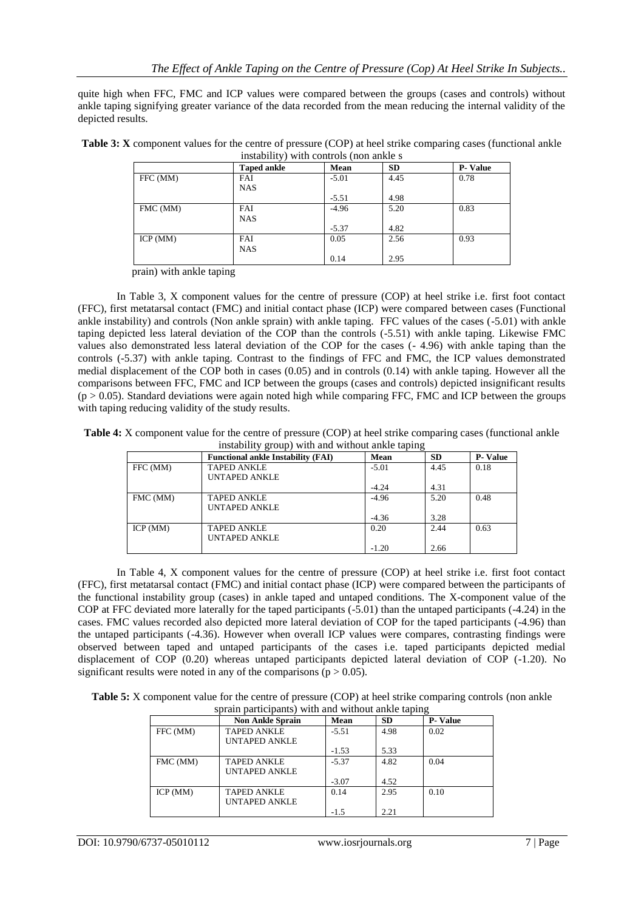quite high when FFC, FMC and ICP values were compared between the groups (cases and controls) without ankle taping signifying greater variance of the data recorded from the mean reducing the internal validity of the depicted results.

**Table 3: X** component values for the centre of pressure (COP) at heel strike comparing cases (functional ankle instability) with controls (non ankle sprain) with ankle taping

| | Taped ankle | Mean | SD | P- Value |
|---|---|---|---|---|
| FFC (MM) | FAI<br>NAS | -5.01<br>-5.51 | 4.45<br>4.98 | 0.78 |
| FMC (MM) | FAI<br>NAS | -4.96<br>-5.37 | 5.20<br>4.82 | 0.83 |
| ICP (MM) | FAI<br>NAS | 0.05<br>0.14 | 2.56<br>2.95 | 0.93 |

In Table 3, X component values for the centre of pressure (COP) at heel strike i.e. first foot contact (FFC), first metatarsal contact (FMC) and initial contact phase (ICP) were compared between cases (Functional ankle instability) and controls (Non ankle sprain) with ankle taping. FFC values of the cases (-5.01) with ankle taping depicted less lateral deviation of the COP than the controls (-5.51) with ankle taping. Likewise FMC values also demonstrated less lateral deviation of the COP for the cases (- 4.96) with ankle taping than the controls (-5.37) with ankle taping. Contrast to the findings of FFC and FMC, the ICP values demonstrated medial displacement of the COP both in cases (0.05) and in controls (0.14) with ankle taping. However all the comparisons between FFC, FMC and ICP between the groups (cases and controls) depicted insignificant results ($p > 0.05$). Standard deviations were again noted high while comparing FFC, FMC and ICP between the groups with taping reducing validity of the study results.

**Table 4:** X component value for the centre of pressure (COP) at heel strike comparing cases (functional ankle instability group) with and without ankle taping

| | Functional ankle Instability (FAI) | Mean | SD | P- Value |
|---|---|---|---|---|
| FFC (MM) | TAPED ANKLE<br>UNTAPED ANKLE | -5.01<br>-4.24 | 4.45<br>4.31 | 0.18 |
| FMC (MM) | TAPED ANKLE<br>UNTAPED ANKLE | -4.96<br>-4.36 | 5.20<br>3.28 | 0.48 |
| ICP (MM) | TAPED ANKLE<br>UNTAPED ANKLE | 0.20<br>-1.20 | 2.44<br>2.66 | 0.63 |

In Table 4, X component values for the centre of pressure (COP) at heel strike i.e. first foot contact (FFC), first metatarsal contact (FMC) and initial contact phase (ICP) were compared between the participants of the functional instability group (cases) in ankle taped and untaped conditions. The X-component value of the COP at FFC deviated more laterally for the taped participants (-5.01) than the untaped participants (-4.24) in the cases. FMC values recorded also depicted more lateral deviation of COP for the taped participants (-4.96) than the untaped participants (-4.36). However when overall ICP values were compares, contrasting findings were observed between taped and untaped participants of the cases i.e. taped participants depicted medial displacement of COP (0.20) whereas untaped participants depicted lateral deviation of COP (-1.20). No significant results were noted in any of the comparisons ($p > 0.05$).

**Table 5:** X component value for the centre of pressure (COP) at heel strike comparing controls (non ankle sprain participants) with and without ankle taping

| | Non Ankle Sprain | Mean | SD | P- Value |
|---|---|---|---|---|
| FFC (MM) | TAPED ANKLE<br>UNTAPED ANKLE | -5.51<br>-1.53 | 4.98<br>5.33 | 0.02 |
| FMC (MM) | TAPED ANKLE<br>UNTAPED ANKLE | -5.37<br>-3.07 | 4.82<br>4.52 | 0.04 |
| ICP (MM) | TAPED ANKLE<br>UNTAPED ANKLE | 0.14<br>-1.5 | 2.95<br>2.21 | 0.10 |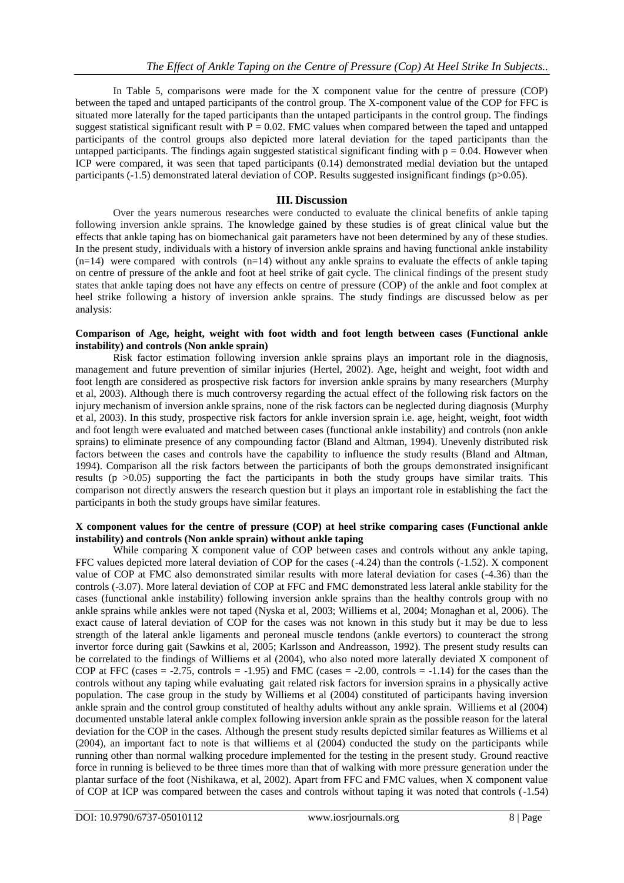In Table 5, comparisons were made for the X component value for the centre of pressure (COP) between the taped and untaped participants of the control group. The X-component value of the COP for FFC is situated more laterally for the taped participants than the untaped participants in the control group. The findings suggest statistical significant result with $P = 0.02$. FMC values when compared between the taped and untapped participants of the control groups also depicted more lateral deviation for the taped participants than the untapped participants. The findings again suggested statistical significant finding with $p = 0.04$. However when ICP were compared, it was seen that taped participants (0.14) demonstrated medial deviation but the untaped participants (-1.5) demonstrated lateral deviation of COP. Results suggested insignificant findings ($p>0.05$).

## III. Discussion

Over the years numerous researches were conducted to evaluate the clinical benefits of ankle taping following inversion ankle sprains. The knowledge gained by these studies is of great clinical value but the effects that ankle taping has on biomechanical gait parameters have not been determined by any of these studies. In the present study, individuals with a history of inversion ankle sprains and having functional ankle instability (n=14) were compared with controls (n=14) without any ankle sprains to evaluate the effects of ankle taping on centre of pressure of the ankle and foot at heel strike of gait cycle. The clinical findings of the present study states that ankle taping does not have any effects on centre of pressure (COP) of the ankle and foot complex at heel strike following a history of inversion ankle sprains. The study findings are discussed below as per analysis:

### Comparison of Age, height, weight with foot width and foot length between cases (Functional ankle instability) and controls (Non ankle sprain)

Risk factor estimation following inversion ankle sprains plays an important role in the diagnosis, management and future prevention of similar injuries (Hertel, 2002). Age, height and weight, foot width and foot length are considered as prospective risk factors for inversion ankle sprains by many researchers (Murphy et al, 2003). Although there is much controversy regarding the actual effect of the following risk factors on the injury mechanism of inversion ankle sprains, none of the risk factors can be neglected during diagnosis (Murphy et al, 2003). In this study, prospective risk factors for ankle inversion sprain i.e. age, height, weight, foot width and foot length were evaluated and matched between cases (functional ankle instability) and controls (non ankle sprains) to eliminate presence of any compounding factor (Bland and Altman, 1994). Unevenly distributed risk factors between the cases and controls have the capability to influence the study results (Bland and Altman, 1994). Comparison all the risk factors between the participants of both the groups demonstrated insignificant results ($p >0.05$) supporting the fact the participants in both the study groups have similar traits. This comparison not directly answers the research question but it plays an important role in establishing the fact the participants in both the study groups have similar features.

### X component values for the centre of pressure (COP) at heel strike comparing cases (Functional ankle instability) and controls (Non ankle sprain) without ankle taping

While comparing X component value of COP between cases and controls without any ankle taping, FFC values depicted more lateral deviation of COP for the cases (-4.24) than the controls (-1.52). X component value of COP at FMC also demonstrated similar results with more lateral deviation for cases (-4.36) than the controls (-3.07). More lateral deviation of COP at FFC and FMC demonstrated less lateral ankle stability for the cases (functional ankle instability) following inversion ankle sprains than the healthy controls group with no ankle sprains while ankles were not taped (Nyska et al, 2003; Williems et al, 2004; Monaghan et al, 2006). The exact cause of lateral deviation of COP for the cases was not known in this study but it may be due to less strength of the lateral ankle ligaments and peroneal muscle tendons (ankle evertors) to counteract the strong invertor force during gait (Sawkins et al, 2005; Karlsson and Andreasson, 1992). The present study results can be correlated to the findings of Williems et al (2004), who also noted more laterally deviated X component of COP at FFC (cases = -2.75, controls = -1.95) and FMC (cases = -2.00, controls = -1.14) for the cases than the controls without any taping while evaluating gait related risk factors for inversion sprains in a physically active population. The case group in the study by Williems et al (2004) constituted of participants having inversion ankle sprain and the control group constituted of healthy adults without any ankle sprain. Williems et al (2004) documented unstable lateral ankle complex following inversion ankle sprain as the possible reason for the lateral deviation for the COP in the cases. Although the present study results depicted similar features as Williems et al (2004), an important fact to note is that williems et al (2004) conducted the study on the participants while running other than normal walking procedure implemented for the testing in the present study. Ground reactive force in running is believed to be three times more than that of walking with more pressure generation under the plantar surface of the foot (Nishikawa, et al, 2002). Apart from FFC and FMC values, when X component value of COP at ICP was compared between the cases and controls without taping it was noted that controls (-1.54)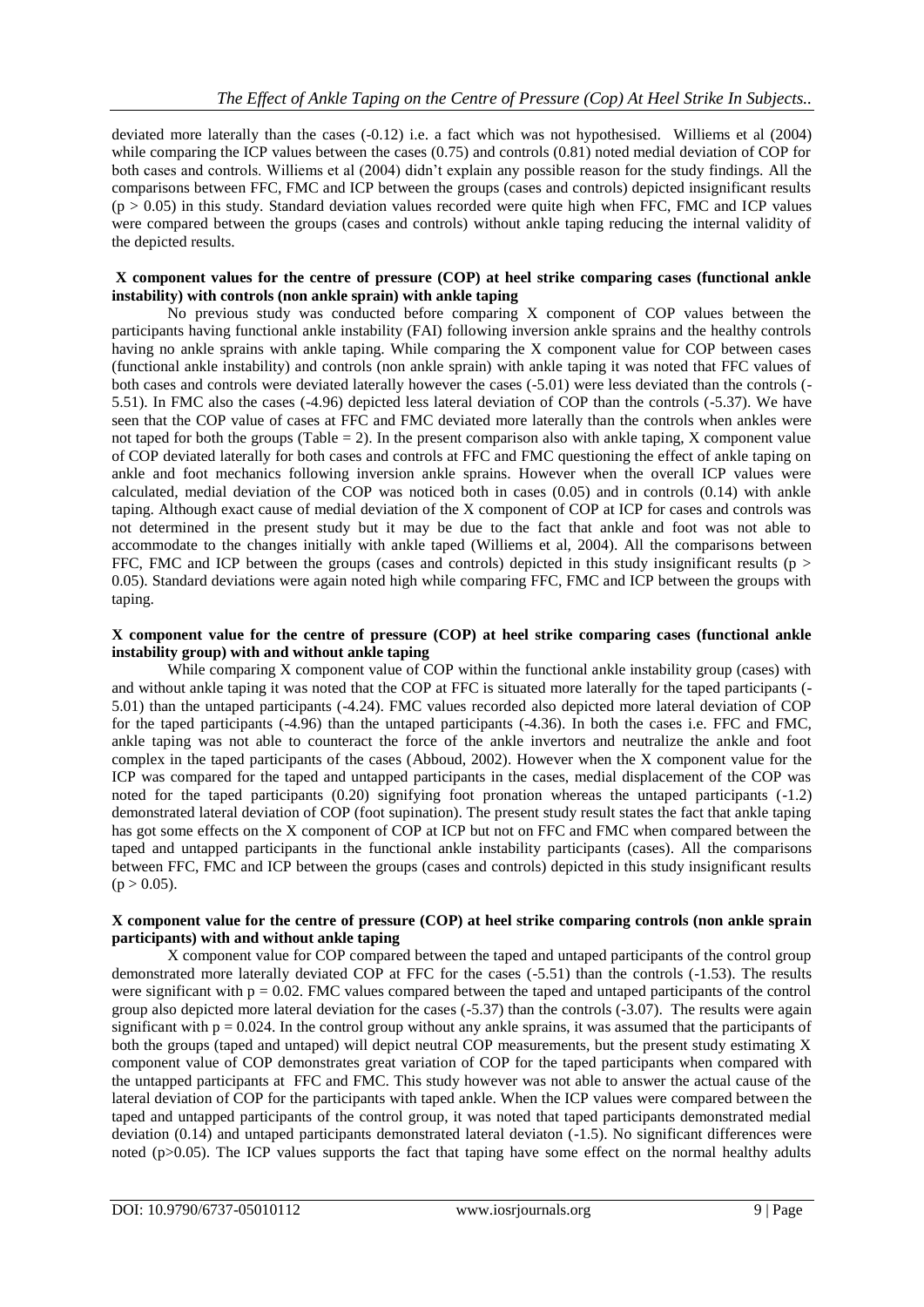deviated more laterally than the cases (-0.12) i.e. a fact which was not hypothesised. Williems et al (2004) while comparing the ICP values between the cases (0.75) and controls (0.81) noted medial deviation of COP for both cases and controls. Williems et al (2004) didn't explain any possible reason for the study findings. All the comparisons between FFC, FMC and ICP between the groups (cases and controls) depicted insignificant results ($p > 0.05$) in this study. Standard deviation values recorded were quite high when FFC, FMC and ICP values were compared between the groups (cases and controls) without ankle taping reducing the internal validity of the depicted results.

**X component values for the centre of pressure (COP) at heel strike comparing cases (functional ankle instability) with controls (non ankle sprain) with ankle taping**

No previous study was conducted before comparing X component of COP values between the participants having functional ankle instability (FAI) following inversion ankle sprains and the healthy controls having no ankle sprains with ankle taping. While comparing the X component value for COP between cases (functional ankle instability) and controls (non ankle sprain) with ankle taping it was noted that FFC values of both cases and controls were deviated laterally however the cases (-5.01) were less deviated than the controls (-5.51). In FMC also the cases (-4.96) depicted less lateral deviation of COP than the controls (-5.37). We have seen that the COP value of cases at FFC and FMC deviated more laterally than the controls when ankles were not taped for both the groups (Table = 2). In the present comparison also with ankle taping, X component value of COP deviated laterally for both cases and controls at FFC and FMC questioning the effect of ankle taping on ankle and foot mechanics following inversion ankle sprains. However when the overall ICP values were calculated, medial deviation of the COP was noticed both in cases (0.05) and in controls (0.14) with ankle taping. Although exact cause of medial deviation of the X component of COP at ICP for cases and controls was not determined in the present study but it may be due to the fact that ankle and foot was not able to accommodate to the changes initially with ankle taped (Williems et al, 2004). All the comparisons between FFC, FMC and ICP between the groups (cases and controls) depicted in this study insignificant results ($p > 0.05$). Standard deviations were again noted high while comparing FFC, FMC and ICP between the groups with taping.

**X component value for the centre of pressure (COP) at heel strike comparing cases (functional ankle instability group) with and without ankle taping**

While comparing X component value of COP within the functional ankle instability group (cases) with and without ankle taping it was noted that the COP at FFC is situated more laterally for the taped participants (-5.01) than the untaped participants (-4.24). FMC values recorded also depicted more lateral deviation of COP for the taped participants (-4.96) than the untaped participants (-4.36). In both the cases i.e. FFC and FMC, ankle taping was not able to counteract the force of the ankle invertors and neutralize the ankle and foot complex in the taped participants of the cases (Abboud, 2002). However when the X component value for the ICP was compared for the taped and untapped participants in the cases, medial displacement of the COP was noted for the taped participants (0.20) signifying foot pronation whereas the untaped participants (-1.2) demonstrated lateral deviation of COP (foot supination). The present study result states the fact that ankle taping has got some effects on the X component of COP at ICP but not on FFC and FMC when compared between the taped and untapped participants in the functional ankle instability participants (cases). All the comparisons between FFC, FMC and ICP between the groups (cases and controls) depicted in this study insignificant results ($p > 0.05$).

**X component value for the centre of pressure (COP) at heel strike comparing controls (non ankle sprain participants) with and without ankle taping**

X component value for COP compared between the taped and untaped participants of the control group demonstrated more laterally deviated COP at FFC for the cases (-5.51) than the controls (-1.53). The results were significant with $p = 0.02$. FMC values compared between the taped and untaped participants of the control group also depicted more lateral deviation for the cases (-5.37) than the controls (-3.07). The results were again significant with $p = 0.024$. In the control group without any ankle sprains, it was assumed that the participants of both the groups (taped and untaped) will depict neutral COP measurements, but the present study estimating X component value of COP demonstrates great variation of COP for the taped participants when compared with the untapped participants at FFC and FMC. This study however was not able to answer the actual cause of the lateral deviation of COP for the participants with taped ankle. When the ICP values were compared between the taped and untapped participants of the control group, it was noted that taped participants demonstrated medial deviation (0.14) and untaped participants demonstrated lateral deviaton (-1.5). No significant differences were noted ($p>0.05$). The ICP values supports the fact that taping have some effect on the normal healthy adults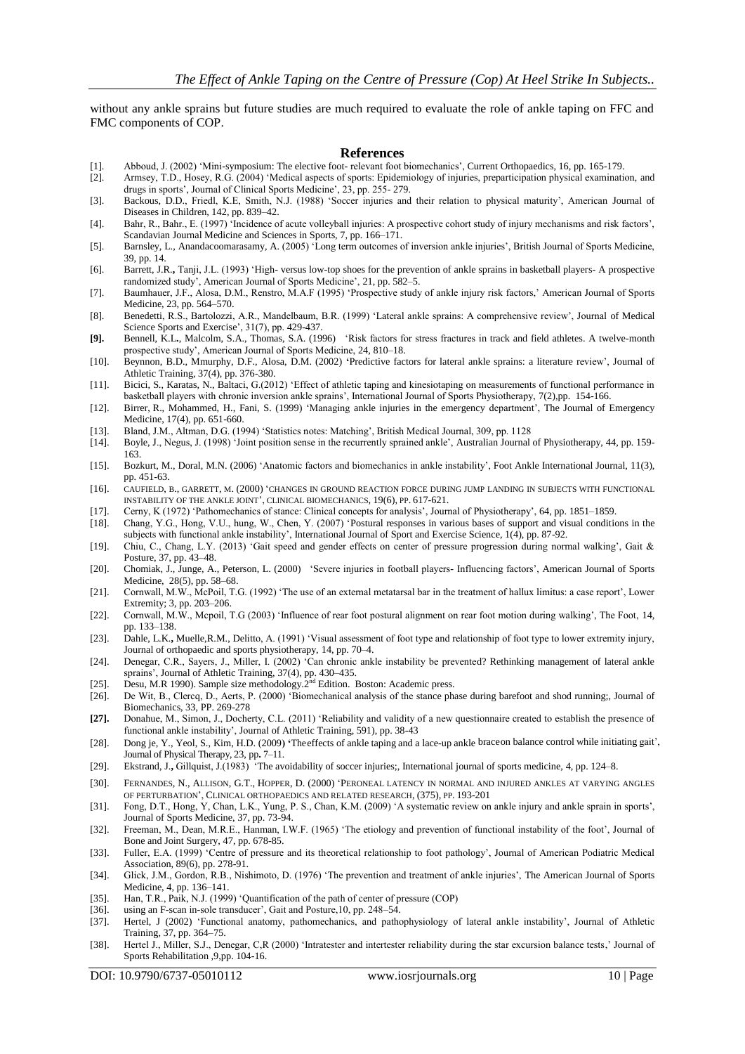without any ankle sprains but future studies are much required to evaluate the role of ankle taping on FFC and FMC components of COP.

## References

[1]. Abboud, J. (2002) 'Mini-symposium: The elective foot- relevant foot biomechanics', Current Orthopaedics, 16, pp. 165-179.

[2]. Armsey, T.D., Hosey, R.G. (2004) 'Medical aspects of sports: Epidemiology of injuries, preparticipation physical examination, and drugs in sports', Journal of Clinical Sports Medicine', 23, pp. 255- 279.

[3]. Backous, D.D., Friedl, K.E, Smith, N.J. (1988) 'Soccer injuries and their relation to physical maturity', American Journal of Diseases in Children, 142, pp. 839–42.

[4]. Bahr, R., Bahr., E. (1997) 'Incidence of acute volleyball injuries: A prospective cohort study of injury mechanisms and risk factors', Scandavian Journal Medicine and Sciences in Sports, 7, pp. 166–171.

[5]. Barnsley, L., Anandacoomarasamy, A. (2005) 'Long term outcomes of inversion ankle injuries', British Journal of Sports Medicine, 39, pp. 14.

[6]. Barrett, J.R., Tanji, J.L. (1993) 'High- versus low-top shoes for the prevention of ankle sprains in basketball players- A prospective randomized study', American Journal of Sports Medicine', 21, pp. 582–5.

[7]. Baumhauer, J.F., Alosa, D.M., Renstro, M.A.F (1995) 'Prospective study of ankle injury risk factors,' American Journal of Sports Medicine, 23, pp. 564–570.

[8]. Benedetti, R.S., Bartolozzi, A.R., Mandelbaum, B.R. (1999) 'Lateral ankle sprains: A comprehensive review', Journal of Medical Science Sports and Exercise', 31(7), pp. 429-437.

**[9].** Bennell, K.L., Malcolm, S.A., Thomas, S.A. (1996) 'Risk factors for stress fractures in track and field athletes. A twelve-month prospective study', American Journal of Sports Medicine, 24, 810–18.

[10]. Beynnon, B.D., Mmurphy, D.F., Alosa, D.M. (2002) 'Predictive factors for lateral ankle sprains: a literature review', Journal of Athletic Training, 37(4), pp. 376-380.

[11]. Bicici, S., Karatas, N., Baltaci, G.(2012) 'Effect of athletic taping and kinesiotaping on measurements of functional performance in basketball players with chronic inversion ankle sprains', International Journal of Sport Physiotherapy, 7(2),pp. 154-166.

[12]. Birrer, R., Mohammed, H., Fani, S. (1999) 'Managing ankle injuries in the emergency department', The Journal of Emergency Medicine, 17(4), pp. 651-660.

[13]. Bland, J.M., Altman, D.G. (1994) 'Statistics notes: Matching', British Medical Journal, 309, pp. 1128

[14]. Boyle, J., Negus, J. (1998) 'Joint position sense in the recurrently sprained ankle', Australian Journal of Physiotherapy, 44, pp. 159-163.

[15]. Bozkurt, M., Doral, M.N. (2006) 'Anatomic factors and biomechanics in ankle instability', Foot Ankle International Journal, 11(3), pp. 451-63.

[16]. CAUFIELD, B., GARRETT, M. (2000) 'CHANGES IN GROUND REACTION FORCE DURING JUMP LANDING IN SUBJECTS WITH FUNCTIONAL INSTABILITY OF THE ANKLE JOINT', CLINICAL BIOMECHANICS, 19(6), PP. 617-621.

[17]. Cerny, K (1972) 'Pathomechanics of stance: Clinical concepts for analysis', Journal of Physiotherapy', 64, pp. 1851–1859.

[18]. Chang, Y.G., Hong, V.U., hung, W., Chen, Y. (2007) 'Postural responses in various bases of support and visual conditions in the subjects with functional ankle instability', International Journal of Sport and Exercise Science, 1(4), pp. 87-92.

[19]. Chiu, C., Chang, L.Y. (2013) 'Gait speed and gender effects on center of pressure progression during normal walking', Gait & Posture, 37, pp. 43–48.

[20]. Chomiak, J., Junge, A., Peterson, L. (2000) 'Severe injuries in football players- Influencing factors', American Journal of Sports Medicine, 28(5), pp. 58–68.

[21]. Cornwall, M.W., McPoil, T.G. (1992) 'The use of an external metatarsal bar in the treatment of hallux limitus: a case report', Lower Extremity; 3, pp. 203–206.

[22]. Cornwall, M.W., Mcpoil, T.G (2003) 'Influence of rear foot postural alignment on rear foot motion during walking', The Foot, 14, pp. 133–138.

[23]. Dahle, L.K., Muelle,R.M., Delitto, A. (1991) 'Visual assessment of foot type and relationship of foot type to lower extremity injury, Journal of orthopaedic and sports physiotherapy, 14, pp. 70–4.

[24]. Denegar, C.R., Sayers, J., Miller, I. (2002) 'Can chronic ankle instability be prevented? Rethinking management of lateral ankle sprains', Journal of Athletic Training, 37(4), pp. 430–435.

[25]. Desu, M.R 1990). Sample size methodology.2nd Edition. Boston: Academic press.

[26]. De Wit, B., Clercq, D., Aerts, P. (2000) 'Biomechanical analysis of the stance phase during barefoot and shod running;, Journal of Biomechanics, 33, PP. 269-278

**[27].** Donahue, M., Simon, J., Docherty, C.L. (2011) 'Reliability and validity of a new questionnaire created to establish the presence of functional ankle instability', Journal of Athletic Training, 591), pp. 38-43

[28]. Dong je, Y., Yeol, S., Kim, H.D. (2009) 'Theeffects of ankle taping and a lace-up ankle braceon balance control while initiating gait', Journal of Physical Therapy, 23, pp. 7–11.

[29]. Ekstrand, J., Gillquist, J.(1983) 'The avoidability of soccer injuries;, International journal of sports medicine, 4, pp. 124–8.

[30]. FERNANDES, N., ALLISON, G.T., HOPPER, D. (2000) 'PERONEAL LATENCY IN NORMAL AND INJURED ANKLES AT VARYING ANGLES OF PERTURBATION', CLINICAL ORTHOPAEDICS AND RELATED RESEARCH, (375), PP. 193-201

[31]. Fong, D.T., Hong, Y, Chan, L.K., Yung, P. S., Chan, K.M. (2009) 'A systematic review on ankle injury and ankle sprain in sports', Journal of Sports Medicine, 37, pp. 73-94.

[32]. Freeman, M., Dean, M.R.E., Hanman, I.W.F. (1965) 'The etiology and prevention of functional instability of the foot', Journal of Bone and Joint Surgery, 47, pp. 678-85.

[33]. Fuller, E.A. (1999) 'Centre of pressure and its theoretical relationship to foot pathology', Journal of American Podiatric Medical Association, 89(6), pp. 278-91.

[34]. Glick, J.M., Gordon, R.B., Nishimoto, D. (1976) 'The prevention and treatment of ankle injuries', The American Journal of Sports Medicine, 4, pp. 136–141.

[35]. Han, T.R., Paik, N.J. (1999) 'Quantification of the path of center of pressure (COP)

[36]. using an F-scan in-sole transducer', Gait and Posture,10, pp. 248–54.

[37]. Hertel, J (2002) 'Functional anatomy, pathomechanics, and pathophysiology of lateral ankle instability', Journal of Athletic Training, 37, pp. 364–75.

[38]. Hertel J., Miller, S.J., Denegar, C,R (2000) 'Intratester and intertester reliability during the star excursion balance tests,' Journal of Sports Rehabilitation ,9,pp. 104-16.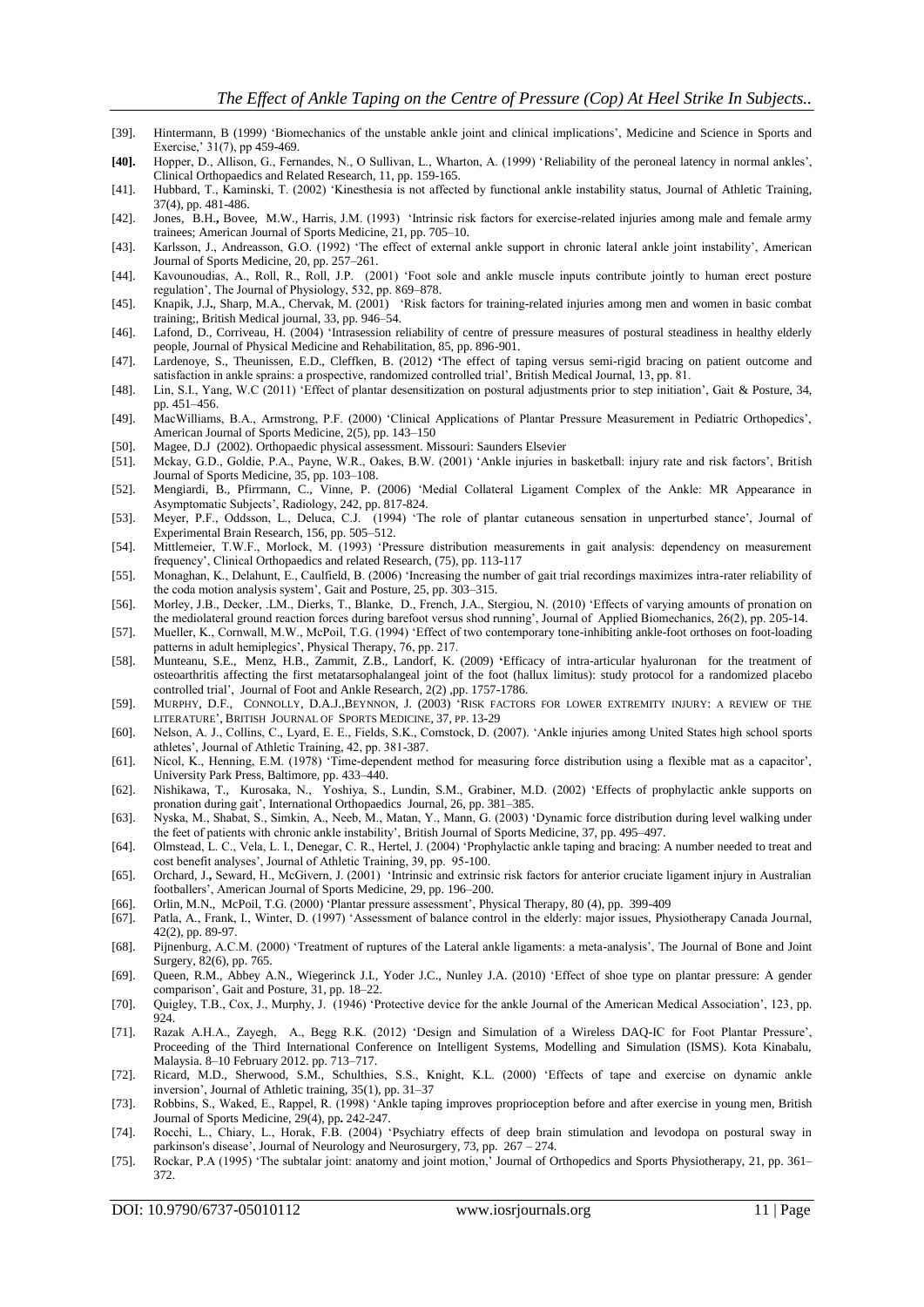[39]. Hintermann, B (1999) 'Biomechanics of the unstable ankle joint and clinical implications', Medicine and Science in Sports and Exercise,' 31(7), pp 459-469.

**[40].** Hopper, D., Allison, G., Fernandes, N., O Sullivan, L., Wharton, A. (1999) 'Reliability of the peroneal latency in normal ankles', Clinical Orthopaedics and Related Research, 11, pp. 159-165.

[41]. Hubbard, T., Kaminski, T. (2002) 'Kinesthesia is not affected by functional ankle instability status, Journal of Athletic Training, 37(4), pp. 481-486.

[42]. Jones, B.H., Bovee, M.W., Harris, J.M. (1993) 'Intrinsic risk factors for exercise-related injuries among male and female army trainees; American Journal of Sports Medicine, 21, pp. 705–10.

[43]. Karlsson, J., Andreasson, G.O. (1992) 'The effect of external ankle support in chronic lateral ankle joint instability', American Journal of Sports Medicine, 20, pp. 257–261.

[44]. Kavounoudias, A., Roll, R., Roll, J.P. (2001) 'Foot sole and ankle muscle inputs contribute jointly to human erect posture regulation', The Journal of Physiology, 532, pp. 869–878.

[45]. Knapik, J.J., Sharp, M.A., Chervak, M. (2001) 'Risk factors for training-related injuries among men and women in basic combat training;, British Medical journal, 33, pp. 946–54.

[46]. Lafond, D., Corriveau, H. (2004) 'Intrasession reliability of centre of pressure measures of postural steadiness in healthy elderly people, Journal of Physical Medicine and Rehabilitation, 85, pp. 896-901.

[47]. Lardenoye, S., Theunissen, E.D., Cleffken, B. (2012) 'The effect of taping versus semi-rigid bracing on patient outcome and satisfaction in ankle sprains: a prospective, randomized controlled trial', British Medical Journal, 13, pp. 81.

[48]. Lin, S.I., Yang, W.C (2011) 'Effect of plantar desensitization on postural adjustments prior to step initiation', Gait & Posture, 34, pp. 451–456.

[49]. MacWilliams, B.A., Armstrong, P.F. (2000) 'Clinical Applications of Plantar Pressure Measurement in Pediatric Orthopedics', American Journal of Sports Medicine, 2(5), pp. 143–150

[50]. Magee, D.J (2002). Orthopaedic physical assessment. Missouri: Saunders Elsevier

[51]. Mckay, G.D., Goldie, P.A., Payne, W.R., Oakes, B.W. (2001) 'Ankle injuries in basketball: injury rate and risk factors', British Journal of Sports Medicine, 35, pp. 103–108.

[52]. Mengiardi, B., Pfirrmann, C., Vinne, P. (2006) 'Medial Collateral Ligament Complex of the Ankle: MR Appearance in Asymptomatic Subjects', Radiology, 242, pp. 817-824.

[53]. Meyer, P.F., Oddsson, L., Deluca, C.J. (1994) 'The role of plantar cutaneous sensation in unperturbed stance', Journal of Experimental Brain Research, 156, pp. 505–512.

[54]. Mittlemeier, T.W.F., Morlock, M. (1993) 'Pressure distribution measurements in gait analysis: dependency on measurement frequency', Clinical Orthopaedics and related Research, (75), pp. 113-117

[55]. Monaghan, K., Delahunt, E., Caulfield, B. (2006) 'Increasing the number of gait trial recordings maximizes intra-rater reliability of the coda motion analysis system', Gait and Posture, 25, pp. 303–315.

[56]. Morley, J.B., Decker, .LM., Dierks, T., Blanke, D., French, J.A., Stergiou, N. (2010) 'Effects of varying amounts of pronation on the mediolateral ground reaction forces during barefoot versus shod running', Journal of Applied Biomechanics, 26(2), pp. 205-14.

[57]. Mueller, K., Cornwall, M.W., McPoil, T.G. (1994) 'Effect of two contemporary tone-inhibiting ankle-foot orthoses on foot-loading patterns in adult hemiplegics', Physical Therapy, 76, pp. 217.

[58]. Munteanu, S.E., Menz, H.B., Zammit, Z.B., Landorf, K. (2009) 'Efficacy of intra-articular hyaluronan for the treatment of osteoarthritis affecting the first metatarsophalangeal joint of the foot (hallux limitus): study protocol for a randomized placebo controlled trial', Journal of Foot and Ankle Research, 2(2) ,pp. 1757-1786.

[59]. Murphy, D.F., Connolly, D.A.J.,Beynnon, J. (2003) 'Risk factors for lower extremity injury: a review of the literature', British Journal of Sports Medicine, 37, pp. 13-29

[60]. Nelson, A. J., Collins, C., Lyard, E. E., Fields, S.K., Comstock, D. (2007). 'Ankle injuries among United States high school sports athletes', Journal of Athletic Training, 42, pp. 381-387.

[61]. Nicol, K., Henning, E.M. (1978) 'Time-dependent method for measuring force distribution using a flexible mat as a capacitor', University Park Press, Baltimore, pp. 433–440.

[62]. Nishikawa, T., Kurosaka, N., Yoshiya, S., Lundin, S.M., Grabiner, M.D. (2002) 'Effects of prophylactic ankle supports on pronation during gait', International Orthopaedics Journal, 26, pp. 381–385.

[63]. Nyska, M., Shabat, S., Simkin, A., Neeb, M., Matan, Y., Mann, G. (2003) 'Dynamic force distribution during level walking under the feet of patients with chronic ankle instability', British Journal of Sports Medicine, 37, pp. 495–497.

[64]. Olmstead, L. C., Vela, L. I., Denegar, C. R., Hertel, J. (2004) 'Prophylactic ankle taping and bracing: A number needed to treat and cost benefit analyses', Journal of Athletic Training, 39, pp. 95-100.

[65]. Orchard, J., Seward, H., McGivern, J. (2001) 'Intrinsic and extrinsic risk factors for anterior cruciate ligament injury in Australian footballers', American Journal of Sports Medicine, 29, pp. 196–200.

[66]. Orlin, M.N., McPoil, T.G. (2000) 'Plantar pressure assessment', Physical Therapy, 80 (4), pp. 399-409

[67]. Patla, A., Frank, I., Winter, D. (1997) 'Assessment of balance control in the elderly: major issues, Physiotherapy Canada Journal, 42(2), pp. 89-97.

[68]. Pijnenburg, A.C.M. (2000) 'Treatment of ruptures of the Lateral ankle ligaments: a meta-analysis', The Journal of Bone and Joint Surgery, 82(6), pp. 765.

[69]. Queen, R.M., Abbey A.N., Wiegerinck J.I., Yoder J.C., Nunley J.A. (2010) 'Effect of shoe type on plantar pressure: A gender comparison', Gait and Posture, 31, pp. 18–22.

[70]. Quigley, T.B., Cox, J., Murphy, J. (1946) 'Protective device for the ankle Journal of the American Medical Association', 123, pp. 924.

[71]. Razak A.H.A., Zayegh, A., Begg R.K. (2012) 'Design and Simulation of a Wireless DAQ-IC for Foot Plantar Pressure', Proceeding of the Third International Conference on Intelligent Systems, Modelling and Simulation (ISMS). Kota Kinabalu, Malaysia. 8–10 February 2012. pp. 713–717.

[72]. Ricard, M.D., Sherwood, S.M., Schulthies, S.S., Knight, K.L. (2000) 'Effects of tape and exercise on dynamic ankle inversion', Journal of Athletic training, 35(1), pp. 31–37

[73]. Robbins, S., Waked, E., Rappel, R. (1998) 'Ankle taping improves proprioception before and after exercise in young men, British Journal of Sports Medicine, 29(4), pp. 242-247.

[74]. Rocchi, L., Chiary, L., Horak, F.B. (2004) 'Psychiatry effects of deep brain stimulation and levodopa on postural sway in parkinson's disease', Journal of Neurology and Neurosurgery, 73, pp. 267 – 274.

[75]. Rockar, P.A (1995) 'The subtalar joint: anatomy and joint motion,' Journal of Orthopedics and Sports Physiotherapy, 21, pp. 361–372.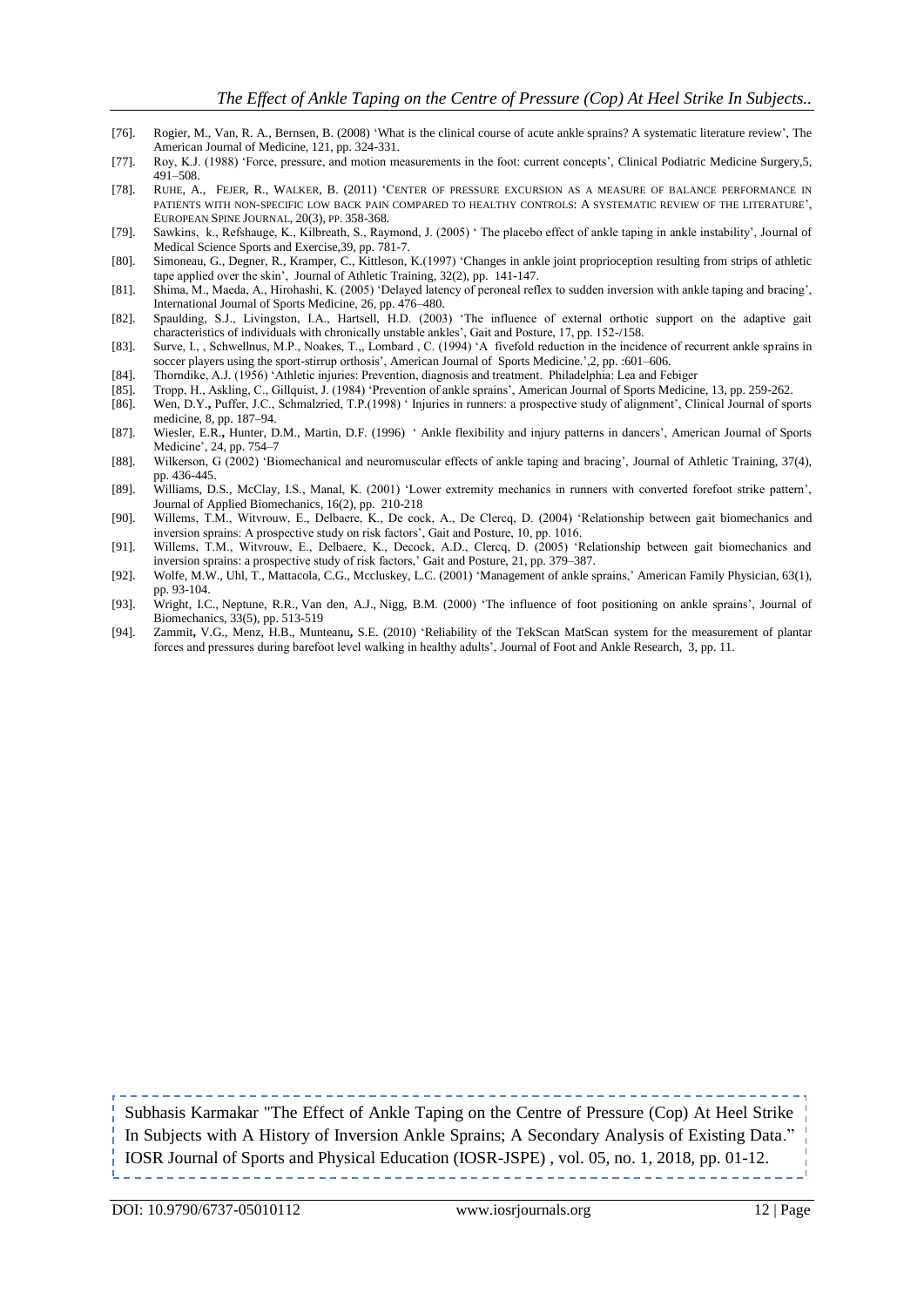[76]. Rogier, M., Van, R. A., Bernsen, B. (2008) 'What is the clinical course of acute ankle sprains? A systematic literature review', The American Journal of Medicine, 121, pp. 324-331.

[77]. Roy, K.J. (1988) 'Force, pressure, and motion measurements in the foot: current concepts', Clinical Podiatric Medicine Surgery,5, 491–508.

[78]. RUHE, A., FEJER, R., WALKER, B. (2011) 'CENTER OF PRESSURE EXCURSION AS A MEASURE OF BALANCE PERFORMANCE IN PATIENTS WITH NON-SPECIFIC LOW BACK PAIN COMPARED TO HEALTHY CONTROLS: A SYSTEMATIC REVIEW OF THE LITERATURE', EUROPEAN SPINE JOURNAL, 20(3), PP. 358-368.

[79]. Sawkins, k., Refshauge, K., Kilbreath, S., Raymond, J. (2005) ' The placebo effect of ankle taping in ankle instability', Journal of Medical Science Sports and Exercise,39, pp. 781-7.

[80]. Simoneau, G., Degner, R., Kramper, C., Kittleson, K.(1997) 'Changes in ankle joint proprioception resulting from strips of athletic tape applied over the skin', Journal of Athletic Training, 32(2), pp. 141-147.

[81]. Shima, M., Maeda, A., Hirohashi, K. (2005) 'Delayed latency of peroneal reflex to sudden inversion with ankle taping and bracing', International Journal of Sports Medicine, 26, pp. 476–480.

[82]. Spaulding, S.J., Livingston, I.A., Hartsell, H.D. (2003) 'The influence of external orthotic support on the adaptive gait characteristics of individuals with chronically unstable ankles', Gait and Posture, 17, pp. 152-/158.

[83]. Surve, I., , Schwellnus, M.P., Noakes, T.,, Lombard , C. (1994) 'A fivefold reduction in the incidence of recurrent ankle sprains in soccer players using the sport-stirrup orthosis', American Journal of Sports Medicine.',2, pp. :601–606.

[84]. Thorndike, A.J. (1956) 'Athletic injuries: Prevention, diagnosis and treatment. Philadelphia: Lea and Febiger

[85]. Tropp, H., Askling, C., Gillquist, J. (1984) 'Prevention of ankle sprains', American Journal of Sports Medicine, 13, pp. 259-262.

[86]. Wen, D.Y., Puffer, J.C., Schmalzried, T.P.(1998) ' Injuries in runners: a prospective study of alignment', Clinical Journal of sports medicine, 8, pp. 187–94.

[87]. Wiesler, E.R., Hunter, D.M., Martin, D.F. (1996) ' Ankle flexibility and injury patterns in dancers', American Journal of Sports Medicine', 24, pp. 754–7

[88]. Wilkerson, G (2002) 'Biomechanical and neuromuscular effects of ankle taping and bracing', Journal of Athletic Training, 37(4), pp. 436-445.

[89]. Williams, D.S., McClay, I.S., Manal, K. (2001) 'Lower extremity mechanics in runners with converted forefoot strike pattern', Journal of Applied Biomechanics, 16(2), pp. 210-218

[90]. Willems, T.M., Witvrouw, E., Delbaere, K., De cock, A., De Clercq, D. (2004) 'Relationship between gait biomechanics and inversion sprains: A prospective study on risk factors', Gait and Posture, 10, pp. 1016.

[91]. Willems, T.M., Witvrouw, E., Delbaere, K., Decock, A.D., Clercq, D. (2005) 'Relationship between gait biomechanics and inversion sprains: a prospective study of risk factors,' Gait and Posture, 21, pp. 379–387.

[92]. Wolfe, M.W., Uhl, T., Mattacola, C.G., Mccluskey, L.C. (2001) 'Management of ankle sprains,' American Family Physician, 63(1), pp. 93-104.

[93]. Wright, I.C., Neptune, R.R., Van den, A.J., Nigg, B.M. (2000) 'The influence of foot positioning on ankle sprains', Journal of Biomechanics, 33(5), pp. 513-519

[94]. Zammit, V.G., Menz, H.B., Munteanu, S.E. (2010) 'Reliability of the TekScan MatScan system for the measurement of plantar forces and pressures during barefoot level walking in healthy adults', Journal of Foot and Ankle Research, 3, pp. 11.

Subhasis Karmakar "The Effect of Ankle Taping on the Centre of Pressure (Cop) At Heel Strike In Subjects with A History of Inversion Ankle Sprains; A Secondary Analysis of Existing Data." IOSR Journal of Sports and Physical Education (IOSR-JSPE) , vol. 05, no. 1, 2018, pp. 01-12.